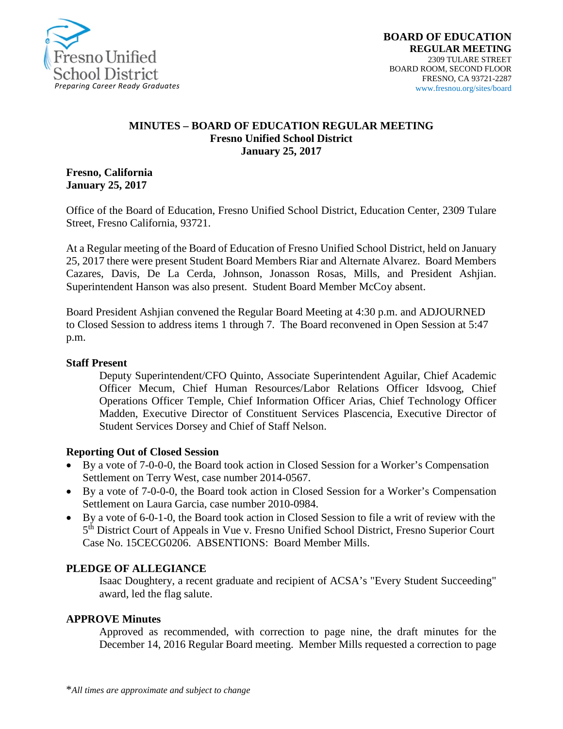Fresno Unified School District
*Preparing Career Ready Graduates*

**BOARD OF EDUCATION**
**REGULAR MEETING**
2309 TULARE STREET
BOARD ROOM, SECOND FLOOR
FRESNO, CA 93721-2287
www.fresnou.org/sites/board

# MINUTES – BOARD OF EDUCATION REGULAR MEETING
## Fresno Unified School District
## January 25, 2017

**Fresno, California**
**January 25, 2017**

Office of the Board of Education, Fresno Unified School District, Education Center, 2309 Tulare Street, Fresno California, 93721.

At a Regular meeting of the Board of Education of Fresno Unified School District, held on January 25, 2017 there were present Student Board Members Riar and Alternate Alvarez. Board Members Cazares, Davis, De La Cerda, Johnson, Jonasson Rosas, Mills, and President Ashjian. Superintendent Hanson was also present. Student Board Member McCoy absent.

Board President Ashjian convened the Regular Board Meeting at 4:30 p.m. and ADJOURNED to Closed Session to address items 1 through 7. The Board reconvened in Open Session at 5:47 p.m.

**Staff Present**

Deputy Superintendent/CFO Quinto, Associate Superintendent Aguilar, Chief Academic Officer Mecum, Chief Human Resources/Labor Relations Officer Idsvoog, Chief Operations Officer Temple, Chief Information Officer Arias, Chief Technology Officer Madden, Executive Director of Constituent Services Plascencia, Executive Director of Student Services Dorsey and Chief of Staff Nelson.

**Reporting Out of Closed Session**

- By a vote of 7-0-0-0, the Board took action in Closed Session for a Worker's Compensation Settlement on Terry West, case number 2014-0567.
- By a vote of 7-0-0-0, the Board took action in Closed Session for a Worker's Compensation Settlement on Laura Garcia, case number 2010-0984.
- By a vote of 6-0-1-0, the Board took action in Closed Session to file a writ of review with the 5th District Court of Appeals in Vue v. Fresno Unified School District, Fresno Superior Court Case No. 15CECG0206. ABSENTIONS: Board Member Mills.

**PLEDGE OF ALLEGIANCE**

Isaac Doughtery, a recent graduate and recipient of ACSA's "Every Student Succeeding" award, led the flag salute.

**APPROVE Minutes**

Approved as recommended, with correction to page nine, the draft minutes for the December 14, 2016 Regular Board meeting. Member Mills requested a correction to page

*\*All times are approximate and subject to change*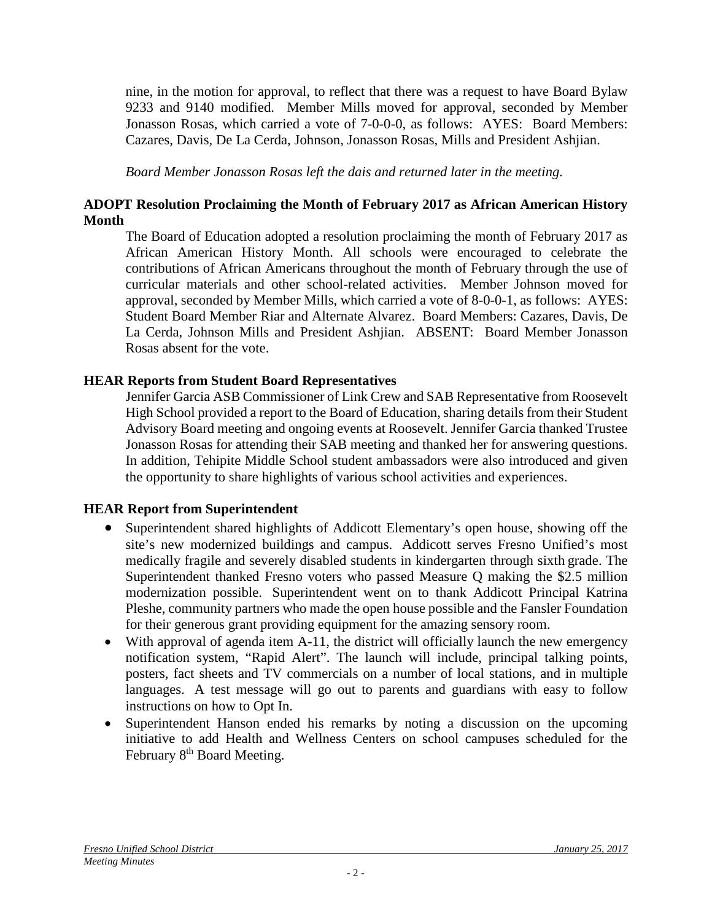nine, in the motion for approval, to reflect that there was a request to have Board Bylaw 9233 and 9140 modified. Member Mills moved for approval, seconded by Member Jonasson Rosas, which carried a vote of 7-0-0-0, as follows: AYES: Board Members: Cazares, Davis, De La Cerda, Johnson, Jonasson Rosas, Mills and President Ashjian.

*Board Member Jonasson Rosas left the dais and returned later in the meeting.*

**ADOPT Resolution Proclaiming the Month of February 2017 as African American History Month**

The Board of Education adopted a resolution proclaiming the month of February 2017 as African American History Month. All schools were encouraged to celebrate the contributions of African Americans throughout the month of February through the use of curricular materials and other school-related activities. Member Johnson moved for approval, seconded by Member Mills, which carried a vote of 8-0-0-1, as follows: AYES: Student Board Member Riar and Alternate Alvarez. Board Members: Cazares, Davis, De La Cerda, Johnson Mills and President Ashjian. ABSENT: Board Member Jonasson Rosas absent for the vote.

**HEAR Reports from Student Board Representatives**

Jennifer Garcia ASB Commissioner of Link Crew and SAB Representative from Roosevelt High School provided a report to the Board of Education, sharing details from their Student Advisory Board meeting and ongoing events at Roosevelt. Jennifer Garcia thanked Trustee Jonasson Rosas for attending their SAB meeting and thanked her for answering questions. In addition, Tehipite Middle School student ambassadors were also introduced and given the opportunity to share highlights of various school activities and experiences.

**HEAR Report from Superintendent**

- Superintendent shared highlights of Addicott Elementary's open house, showing off the site's new modernized buildings and campus. Addicott serves Fresno Unified's most medically fragile and severely disabled students in kindergarten through sixth grade. The Superintendent thanked Fresno voters who passed Measure Q making the $2.5 million modernization possible. Superintendent went on to thank Addicott Principal Katrina Pleshe, community partners who made the open house possible and the Fansler Foundation for their generous grant providing equipment for the amazing sensory room.
- With approval of agenda item A-11, the district will officially launch the new emergency notification system, "Rapid Alert". The launch will include, principal talking points, posters, fact sheets and TV commercials on a number of local stations, and in multiple languages. A test message will go out to parents and guardians with easy to follow instructions on how to Opt In.
- Superintendent Hanson ended his remarks by noting a discussion on the upcoming initiative to add Health and Wellness Centers on school campuses scheduled for the February 8th Board Meeting.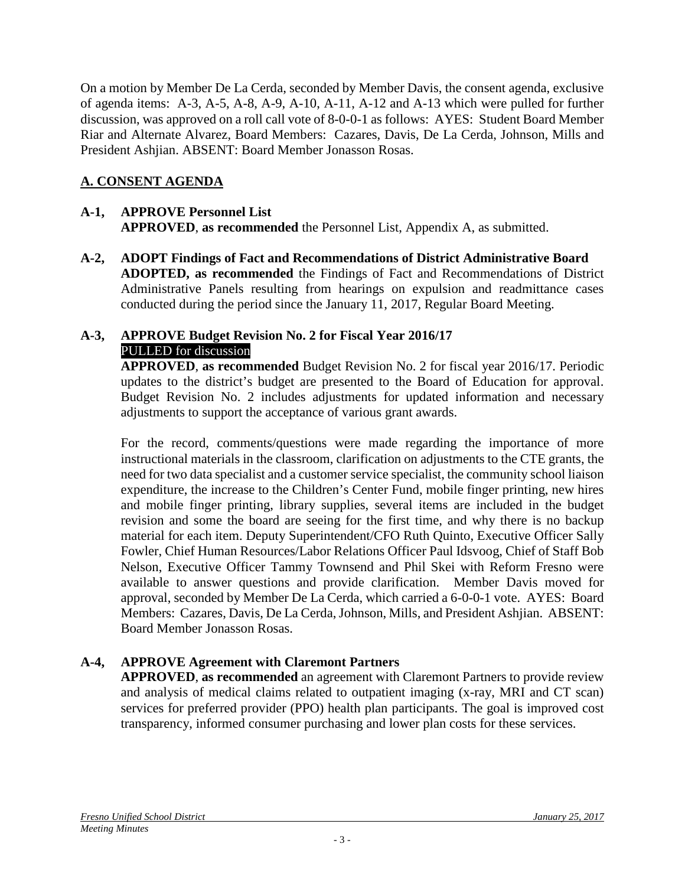On a motion by Member De La Cerda, seconded by Member Davis, the consent agenda, exclusive of agenda items: A-3, A-5, A-8, A-9, A-10, A-11, A-12 and A-13 which were pulled for further discussion, was approved on a roll call vote of 8-0-0-1 as follows: AYES: Student Board Member Riar and Alternate Alvarez, Board Members: Cazares, Davis, De La Cerda, Johnson, Mills and President Ashjian. ABSENT: Board Member Jonasson Rosas.

## A. CONSENT AGENDA

**A-1, APPROVE Personnel List**
**APPROVED**, **as recommended** the Personnel List, Appendix A, as submitted.

**A-2, ADOPT Findings of Fact and Recommendations of District Administrative Board**
**ADOPTED, as recommended** the Findings of Fact and Recommendations of District Administrative Panels resulting from hearings on expulsion and readmittance cases conducted during the period since the January 11, 2017, Regular Board Meeting.

**A-3, APPROVE Budget Revision No. 2 for Fiscal Year 2016/17**
PULLED for discussion
**APPROVED**, **as recommended** Budget Revision No. 2 for fiscal year 2016/17. Periodic updates to the district's budget are presented to the Board of Education for approval. Budget Revision No. 2 includes adjustments for updated information and necessary adjustments to support the acceptance of various grant awards.

For the record, comments/questions were made regarding the importance of more instructional materials in the classroom, clarification on adjustments to the CTE grants, the need for two data specialist and a customer service specialist, the community school liaison expenditure, the increase to the Children's Center Fund, mobile finger printing, new hires and mobile finger printing, library supplies, several items are included in the budget revision and some the board are seeing for the first time, and why there is no backup material for each item. Deputy Superintendent/CFO Ruth Quinto, Executive Officer Sally Fowler, Chief Human Resources/Labor Relations Officer Paul Idsvoog, Chief of Staff Bob Nelson, Executive Officer Tammy Townsend and Phil Skei with Reform Fresno were available to answer questions and provide clarification. Member Davis moved for approval, seconded by Member De La Cerda, which carried a 6-0-0-1 vote. AYES: Board Members: Cazares, Davis, De La Cerda, Johnson, Mills, and President Ashjian. ABSENT: Board Member Jonasson Rosas.

**A-4, APPROVE Agreement with Claremont Partners**
**APPROVED**, **as recommended** an agreement with Claremont Partners to provide review and analysis of medical claims related to outpatient imaging (x-ray, MRI and CT scan) services for preferred provider (PPO) health plan participants. The goal is improved cost transparency, informed consumer purchasing and lower plan costs for these services.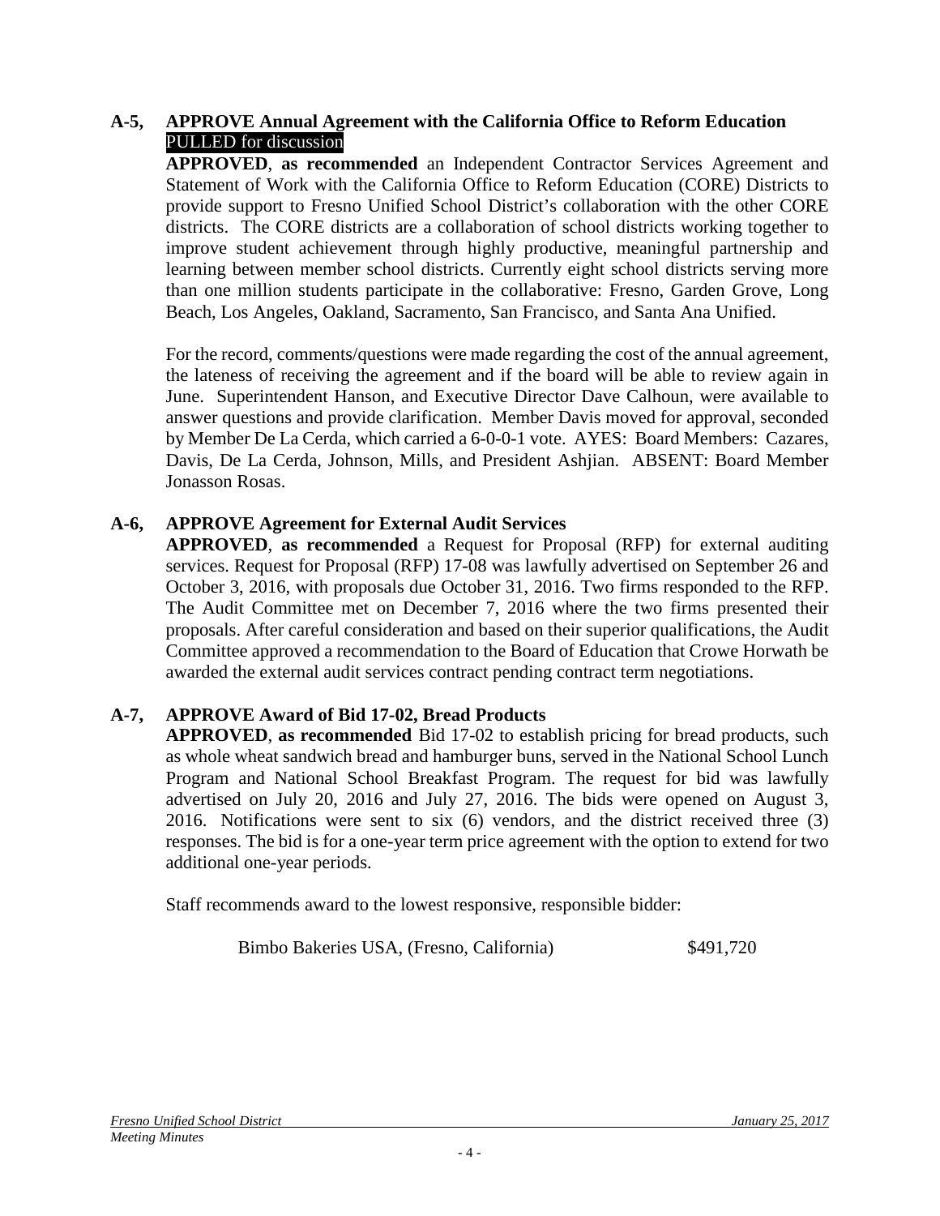**A-5, APPROVE Annual Agreement with the California Office to Reform Education**
PULLED for discussion

**APPROVED**, **as recommended** an Independent Contractor Services Agreement and Statement of Work with the California Office to Reform Education (CORE) Districts to provide support to Fresno Unified School District's collaboration with the other CORE districts. The CORE districts are a collaboration of school districts working together to improve student achievement through highly productive, meaningful partnership and learning between member school districts. Currently eight school districts serving more than one million students participate in the collaborative: Fresno, Garden Grove, Long Beach, Los Angeles, Oakland, Sacramento, San Francisco, and Santa Ana Unified.

For the record, comments/questions were made regarding the cost of the annual agreement, the lateness of receiving the agreement and if the board will be able to review again in June. Superintendent Hanson, and Executive Director Dave Calhoun, were available to answer questions and provide clarification. Member Davis moved for approval, seconded by Member De La Cerda, which carried a 6-0-0-1 vote. AYES: Board Members: Cazares, Davis, De La Cerda, Johnson, Mills, and President Ashjian. ABSENT: Board Member Jonasson Rosas.

**A-6, APPROVE Agreement for External Audit Services**

**APPROVED**, **as recommended** a Request for Proposal (RFP) for external auditing services. Request for Proposal (RFP) 17-08 was lawfully advertised on September 26 and October 3, 2016, with proposals due October 31, 2016. Two firms responded to the RFP. The Audit Committee met on December 7, 2016 where the two firms presented their proposals. After careful consideration and based on their superior qualifications, the Audit Committee approved a recommendation to the Board of Education that Crowe Horwath be awarded the external audit services contract pending contract term negotiations.

**A-7, APPROVE Award of Bid 17-02, Bread Products**

**APPROVED**, **as recommended** Bid 17-02 to establish pricing for bread products, such as whole wheat sandwich bread and hamburger buns, served in the National School Lunch Program and National School Breakfast Program. The request for bid was lawfully advertised on July 20, 2016 and July 27, 2016. The bids were opened on August 3, 2016. Notifications were sent to six (6) vendors, and the district received three (3) responses. The bid is for a one-year term price agreement with the option to extend for two additional one-year periods.

Staff recommends award to the lowest responsive, responsible bidder:

Bimbo Bakeries USA, (Fresno, California) $491,720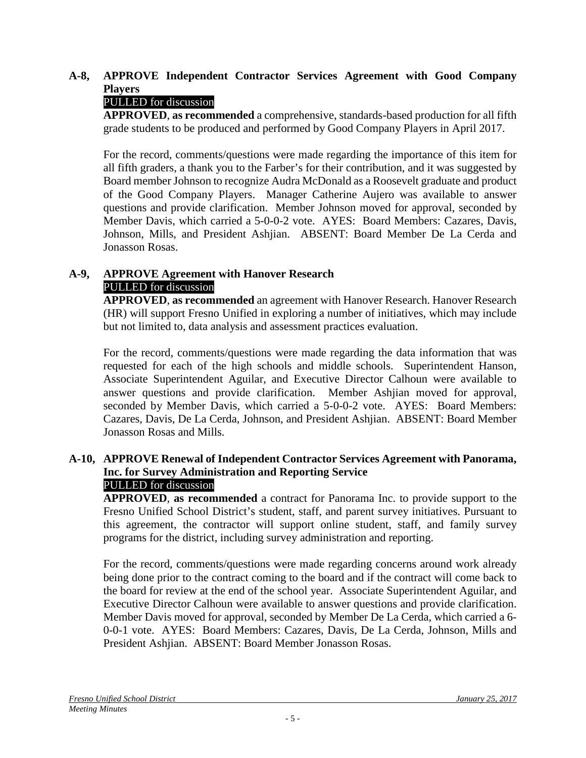**A-8, APPROVE Independent Contractor Services Agreement with Good Company Players**

PULLED for discussion

**APPROVED**, **as recommended** a comprehensive, standards-based production for all fifth grade students to be produced and performed by Good Company Players in April 2017.

For the record, comments/questions were made regarding the importance of this item for all fifth graders, a thank you to the Farber's for their contribution, and it was suggested by Board member Johnson to recognize Audra McDonald as a Roosevelt graduate and product of the Good Company Players. Manager Catherine Aujero was available to answer questions and provide clarification. Member Johnson moved for approval, seconded by Member Davis, which carried a 5-0-0-2 vote. AYES: Board Members: Cazares, Davis, Johnson, Mills, and President Ashjian. ABSENT: Board Member De La Cerda and Jonasson Rosas.

**A-9, APPROVE Agreement with Hanover Research**

PULLED for discussion

**APPROVED**, **as recommended** an agreement with Hanover Research. Hanover Research (HR) will support Fresno Unified in exploring a number of initiatives, which may include but not limited to, data analysis and assessment practices evaluation.

For the record, comments/questions were made regarding the data information that was requested for each of the high schools and middle schools. Superintendent Hanson, Associate Superintendent Aguilar, and Executive Director Calhoun were available to answer questions and provide clarification. Member Ashjian moved for approval, seconded by Member Davis, which carried a 5-0-0-2 vote. AYES: Board Members: Cazares, Davis, De La Cerda, Johnson, and President Ashjian. ABSENT: Board Member Jonasson Rosas and Mills.

**A-10, APPROVE Renewal of Independent Contractor Services Agreement with Panorama, Inc. for Survey Administration and Reporting Service**

PULLED for discussion

**APPROVED**, **as recommended** a contract for Panorama Inc. to provide support to the Fresno Unified School District's student, staff, and parent survey initiatives. Pursuant to this agreement, the contractor will support online student, staff, and family survey programs for the district, including survey administration and reporting.

For the record, comments/questions were made regarding concerns around work already being done prior to the contract coming to the board and if the contract will come back to the board for review at the end of the school year. Associate Superintendent Aguilar, and Executive Director Calhoun were available to answer questions and provide clarification. Member Davis moved for approval, seconded by Member De La Cerda, which carried a 6-0-0-1 vote. AYES: Board Members: Cazares, Davis, De La Cerda, Johnson, Mills and President Ashjian. ABSENT: Board Member Jonasson Rosas.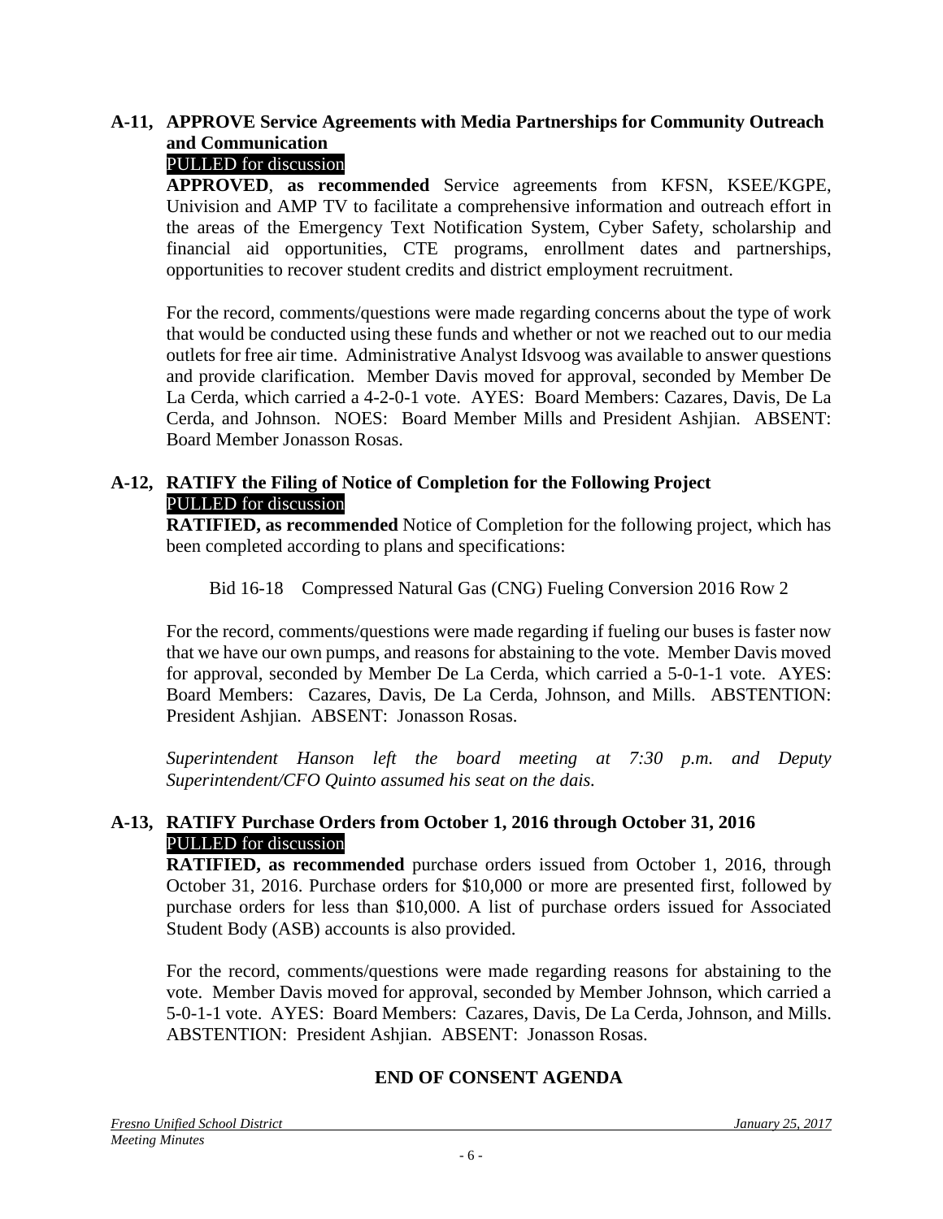### A-11, APPROVE Service Agreements with Media Partnerships for Community Outreach and Communication

PULLED for discussion

**APPROVED**, **as recommended** Service agreements from KFSN, KSEE/KGPE, Univision and AMP TV to facilitate a comprehensive information and outreach effort in the areas of the Emergency Text Notification System, Cyber Safety, scholarship and financial aid opportunities, CTE programs, enrollment dates and partnerships, opportunities to recover student credits and district employment recruitment.

For the record, comments/questions were made regarding concerns about the type of work that would be conducted using these funds and whether or not we reached out to our media outlets for free air time. Administrative Analyst Idsvoog was available to answer questions and provide clarification. Member Davis moved for approval, seconded by Member De La Cerda, which carried a 4-2-0-1 vote. AYES: Board Members: Cazares, Davis, De La Cerda, and Johnson. NOES: Board Member Mills and President Ashjian. ABSENT: Board Member Jonasson Rosas.

### A-12, RATIFY the Filing of Notice of Completion for the Following Project

PULLED for discussion

**RATIFIED, as recommended** Notice of Completion for the following project, which has been completed according to plans and specifications:

Bid 16-18 Compressed Natural Gas (CNG) Fueling Conversion 2016 Row 2

For the record, comments/questions were made regarding if fueling our buses is faster now that we have our own pumps, and reasons for abstaining to the vote. Member Davis moved for approval, seconded by Member De La Cerda, which carried a 5-0-1-1 vote. AYES: Board Members: Cazares, Davis, De La Cerda, Johnson, and Mills. ABSTENTION: President Ashjian. ABSENT: Jonasson Rosas.

*Superintendent Hanson left the board meeting at 7:30 p.m. and Deputy Superintendent/CFO Quinto assumed his seat on the dais.*

### A-13, RATIFY Purchase Orders from October 1, 2016 through October 31, 2016

PULLED for discussion

**RATIFIED, as recommended** purchase orders issued from October 1, 2016, through October 31, 2016. Purchase orders for $10,000 or more are presented first, followed by purchase orders for less than $10,000. A list of purchase orders issued for Associated Student Body (ASB) accounts is also provided.

For the record, comments/questions were made regarding reasons for abstaining to the vote. Member Davis moved for approval, seconded by Member Johnson, which carried a 5-0-1-1 vote. AYES: Board Members: Cazares, Davis, De La Cerda, Johnson, and Mills. ABSTENTION: President Ashjian. ABSENT: Jonasson Rosas.

**END OF CONSENT AGENDA**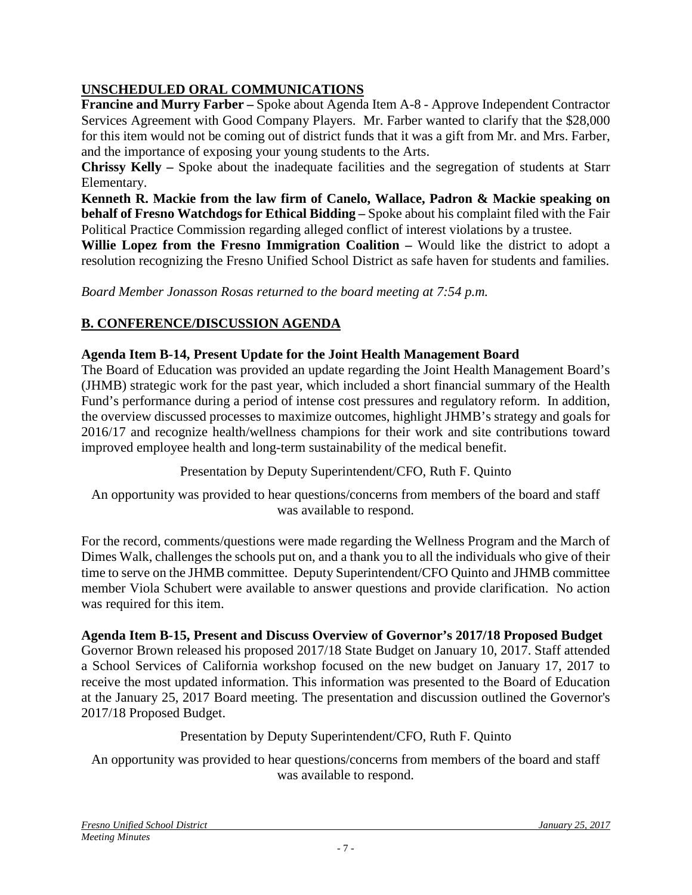## UNSCHEDULED ORAL COMMUNICATIONS

**Francine and Murry Farber –** Spoke about Agenda Item A-8 - Approve Independent Contractor Services Agreement with Good Company Players. Mr. Farber wanted to clarify that the $28,000 for this item would not be coming out of district funds that it was a gift from Mr. and Mrs. Farber, and the importance of exposing your young students to the Arts.

**Chrissy Kelly –** Spoke about the inadequate facilities and the segregation of students at Starr Elementary.

**Kenneth R. Mackie from the law firm of Canelo, Wallace, Padron & Mackie speaking on behalf of Fresno Watchdogs for Ethical Bidding –** Spoke about his complaint filed with the Fair Political Practice Commission regarding alleged conflict of interest violations by a trustee.

**Willie Lopez from the Fresno Immigration Coalition –** Would like the district to adopt a resolution recognizing the Fresno Unified School District as safe haven for students and families.

*Board Member Jonasson Rosas returned to the board meeting at 7:54 p.m.*

## B. CONFERENCE/DISCUSSION AGENDA

### Agenda Item B-14, Present Update for the Joint Health Management Board

The Board of Education was provided an update regarding the Joint Health Management Board's (JHMB) strategic work for the past year, which included a short financial summary of the Health Fund's performance during a period of intense cost pressures and regulatory reform. In addition, the overview discussed processes to maximize outcomes, highlight JHMB's strategy and goals for 2016/17 and recognize health/wellness champions for their work and site contributions toward improved employee health and long-term sustainability of the medical benefit.

Presentation by Deputy Superintendent/CFO, Ruth F. Quinto

An opportunity was provided to hear questions/concerns from members of the board and staff was available to respond.

For the record, comments/questions were made regarding the Wellness Program and the March of Dimes Walk, challenges the schools put on, and a thank you to all the individuals who give of their time to serve on the JHMB committee. Deputy Superintendent/CFO Quinto and JHMB committee member Viola Schubert were available to answer questions and provide clarification. No action was required for this item.

### Agenda Item B-15, Present and Discuss Overview of Governor's 2017/18 Proposed Budget

Governor Brown released his proposed 2017/18 State Budget on January 10, 2017. Staff attended a School Services of California workshop focused on the new budget on January 17, 2017 to receive the most updated information. This information was presented to the Board of Education at the January 25, 2017 Board meeting. The presentation and discussion outlined the Governor's 2017/18 Proposed Budget.

Presentation by Deputy Superintendent/CFO, Ruth F. Quinto

An opportunity was provided to hear questions/concerns from members of the board and staff was available to respond.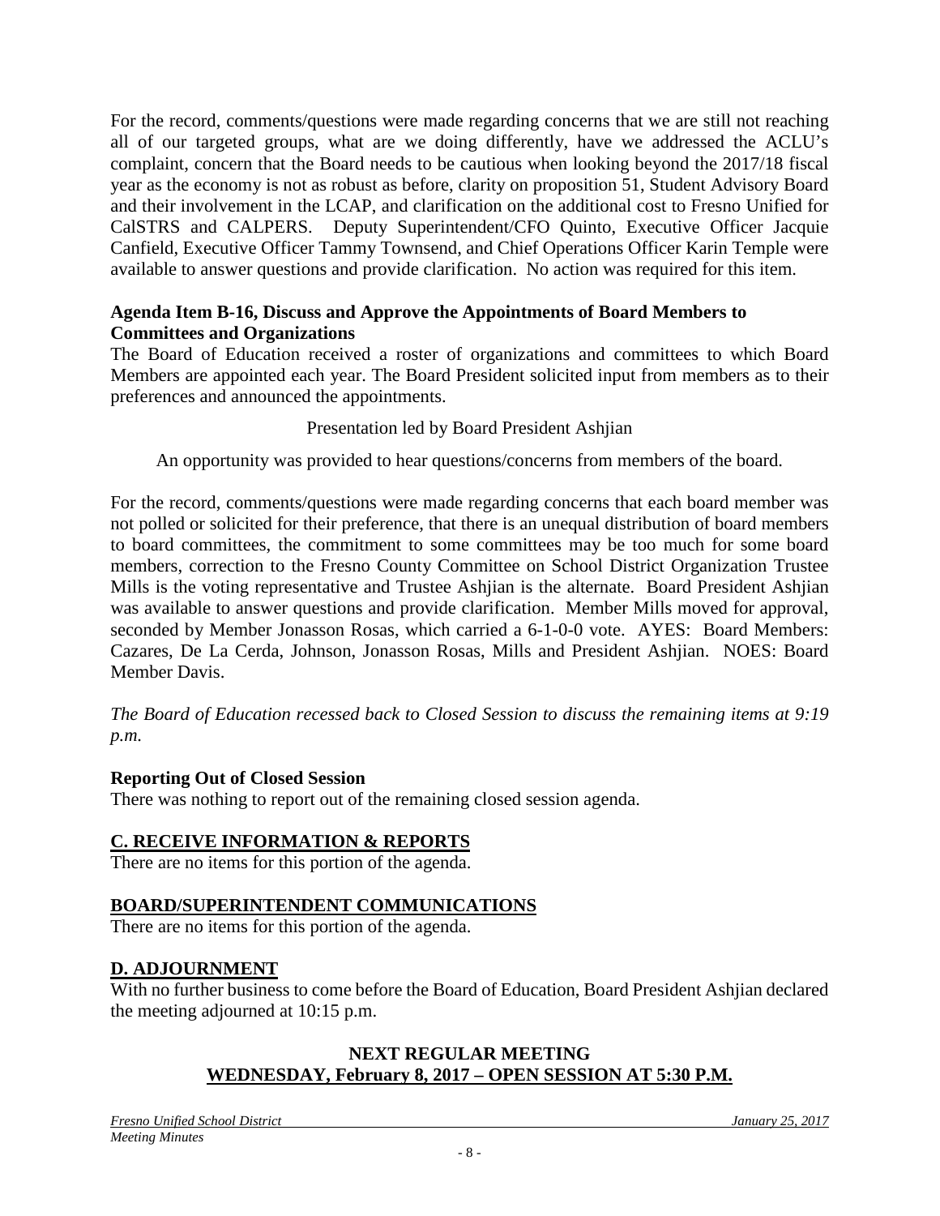For the record, comments/questions were made regarding concerns that we are still not reaching all of our targeted groups, what are we doing differently, have we addressed the ACLU's complaint, concern that the Board needs to be cautious when looking beyond the 2017/18 fiscal year as the economy is not as robust as before, clarity on proposition 51, Student Advisory Board and their involvement in the LCAP, and clarification on the additional cost to Fresno Unified for CalSTRS and CALPERS. Deputy Superintendent/CFO Quinto, Executive Officer Jacquie Canfield, Executive Officer Tammy Townsend, and Chief Operations Officer Karin Temple were available to answer questions and provide clarification. No action was required for this item.

**Agenda Item B-16, Discuss and Approve the Appointments of Board Members to Committees and Organizations**

The Board of Education received a roster of organizations and committees to which Board Members are appointed each year. The Board President solicited input from members as to their preferences and announced the appointments.

Presentation led by Board President Ashjian

An opportunity was provided to hear questions/concerns from members of the board.

For the record, comments/questions were made regarding concerns that each board member was not polled or solicited for their preference, that there is an unequal distribution of board members to board committees, the commitment to some committees may be too much for some board members, correction to the Fresno County Committee on School District Organization Trustee Mills is the voting representative and Trustee Ashjian is the alternate. Board President Ashjian was available to answer questions and provide clarification. Member Mills moved for approval, seconded by Member Jonasson Rosas, which carried a 6-1-0-0 vote. AYES: Board Members: Cazares, De La Cerda, Johnson, Jonasson Rosas, Mills and President Ashjian. NOES: Board Member Davis.

*The Board of Education recessed back to Closed Session to discuss the remaining items at 9:19 p.m.*

**Reporting Out of Closed Session**

There was nothing to report out of the remaining closed session agenda.

## C. RECEIVE INFORMATION & REPORTS

There are no items for this portion of the agenda.

## BOARD/SUPERINTENDENT COMMUNICATIONS

There are no items for this portion of the agenda.

## D. ADJOURNMENT

With no further business to come before the Board of Education, Board President Ashjian declared the meeting adjourned at 10:15 p.m.

**NEXT REGULAR MEETING**
**WEDNESDAY, February 8, 2017 – OPEN SESSION AT 5:30 P.M.**